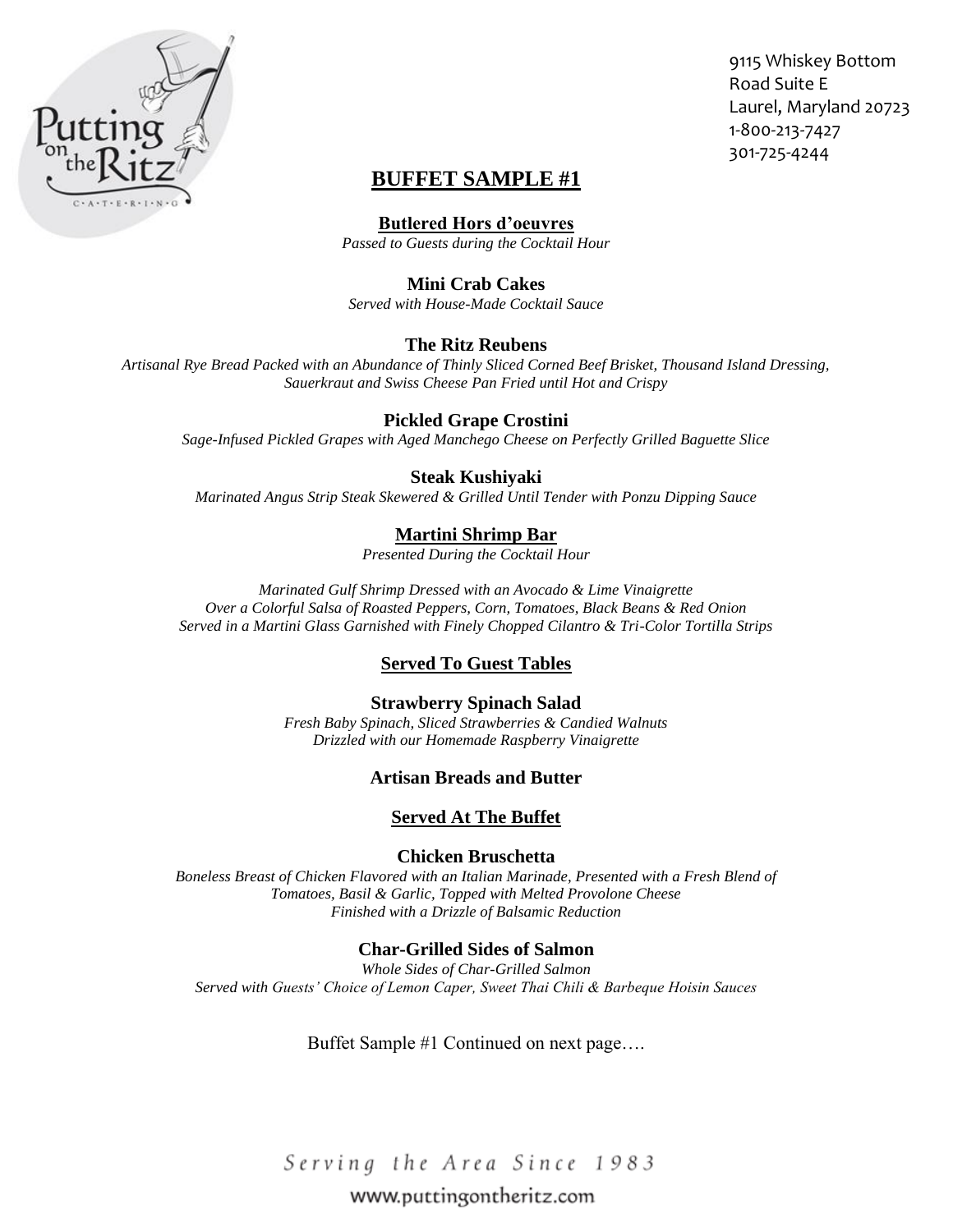9115 Whiskey Bottom
Road Suite E
Laurel, Maryland 20723
1-800-213-7427
301-725-4244

# BUFFET SAMPLE #1

## Butlered Hors d'oeuvres

*Passed to Guests during the Cocktail Hour*

**Mini Crab Cakes**

*Served with House-Made Cocktail Sauce*

**The Ritz Reubens**

*Artisanal Rye Bread Packed with an Abundance of Thinly Sliced Corned Beef Brisket, Thousand Island Dressing, Sauerkraut and Swiss Cheese Pan Fried until Hot and Crispy*

**Pickled Grape Crostini**

*Sage-Infused Pickled Grapes with Aged Manchego Cheese on Perfectly Grilled Baguette Slice*

**Steak Kushiyaki**

*Marinated Angus Strip Steak Skewered & Grilled Until Tender with Ponzu Dipping Sauce*

## Martini Shrimp Bar

*Presented During the Cocktail Hour*

*Marinated Gulf Shrimp Dressed with an Avocado & Lime Vinaigrette*
*Over a Colorful Salsa of Roasted Peppers, Corn, Tomatoes, Black Beans & Red Onion*
*Served in a Martini Glass Garnished with Finely Chopped Cilantro & Tri-Color Tortilla Strips*

## Served To Guest Tables

**Strawberry Spinach Salad**

*Fresh Baby Spinach, Sliced Strawberries & Candied Walnuts*
*Drizzled with our Homemade Raspberry Vinaigrette*

**Artisan Breads and Butter**

## Served At The Buffet

**Chicken Bruschetta**

*Boneless Breast of Chicken Flavored with an Italian Marinade, Presented with a Fresh Blend of Tomatoes, Basil & Garlic, Topped with Melted Provolone Cheese*
*Finished with a Drizzle of Balsamic Reduction*

**Char-Grilled Sides of Salmon**

*Whole Sides of Char-Grilled Salmon*
*Served with Guests' Choice of Lemon Caper, Sweet Thai Chili & Barbeque Hoisin Sauces*

Buffet Sample #1 Continued on next page….

*Serving the Area Since 1983*

www.puttingontheritz.com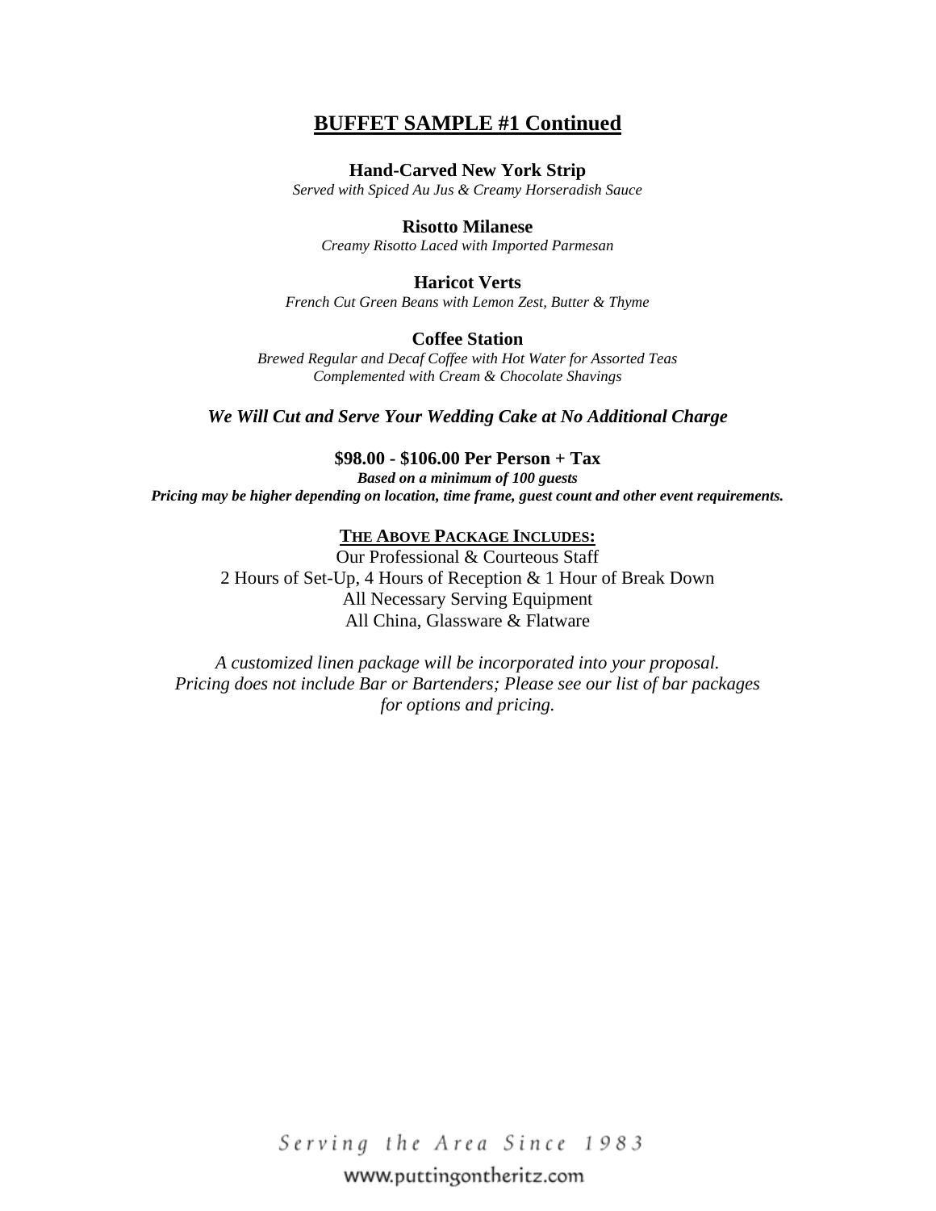## BUFFET SAMPLE #1 Continued

**Hand-Carved New York Strip**
*Served with Spiced Au Jus & Creamy Horseradish Sauce*

**Risotto Milanese**
*Creamy Risotto Laced with Imported Parmesan*

**Haricot Verts**
*French Cut Green Beans with Lemon Zest, Butter & Thyme*

**Coffee Station**
*Brewed Regular and Decaf Coffee with Hot Water for Assorted Teas*
*Complemented with Cream & Chocolate Shavings*

***We Will Cut and Serve Your Wedding Cake at No Additional Charge***

**$98.00 - $106.00 Per Person + Tax**
***Based on a minimum of 100 guests***
***Pricing may be higher depending on location, time frame, guest count and other event requirements.***

**THE ABOVE PACKAGE INCLUDES:**

Our Professional & Courteous Staff
2 Hours of Set-Up, 4 Hours of Reception & 1 Hour of Break Down
All Necessary Serving Equipment
All China, Glassware & Flatware

*A customized linen package will be incorporated into your proposal.*
*Pricing does not include Bar or Bartenders; Please see our list of bar packages for options and pricing.*

Serving the Area Since 1983
www.puttingontheritz.com